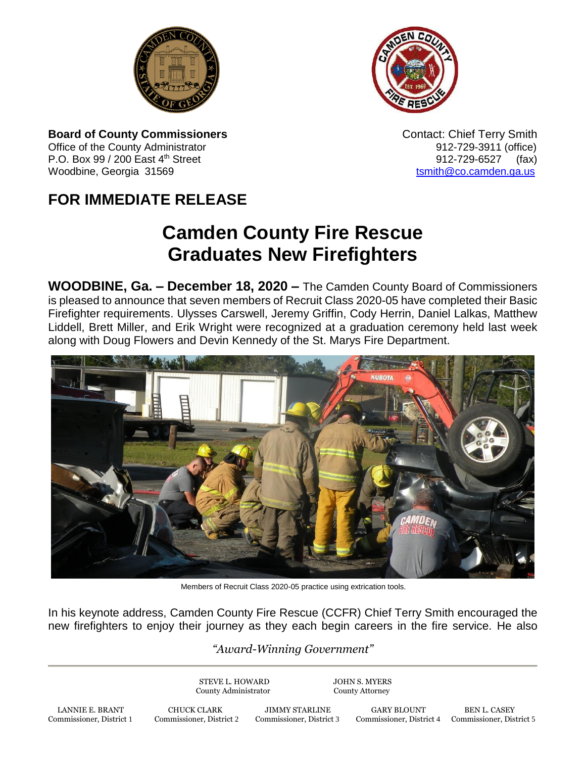**Board of County Commissioners**
Office of the County Administrator
P.O. Box 99 / 200 East 4th Street
Woodbine, Georgia 31569

Contact: Chief Terry Smith
912-729-3911 (office)
912-729-6527 (fax)
tsmith@co.camden.ga.us

## FOR IMMEDIATE RELEASE

# Camden County Fire Rescue Graduates New Firefighters

**WOODBINE, Ga. – December 18, 2020 –** The Camden County Board of Commissioners is pleased to announce that seven members of Recruit Class 2020-05 have completed their Basic Firefighter requirements. Ulysses Carswell, Jeremy Griffin, Cody Herrin, Daniel Lalkas, Matthew Liddell, Brett Miller, and Erik Wright were recognized at a graduation ceremony held last week along with Doug Flowers and Devin Kennedy of the St. Marys Fire Department.

Members of Recruit Class 2020-05 practice using extraction tools.

In his keynote address, Camden County Fire Rescue (CCFR) Chief Terry Smith encouraged the new firefighters to enjoy their journey as they each begin careers in the fire service. He also

*"Award-Winning Government"*

STEVE L. HOWARD, County Administrator
JOHN S. MYERS, County Attorney

LANNIE E. BRANT, Commissioner, District 1
CHUCK CLARK, Commissioner, District 2
JIMMY STARLINE, Commissioner, District 3
GARY BLOUNT, Commissioner, District 4
BEN L. CASEY, Commissioner, District 5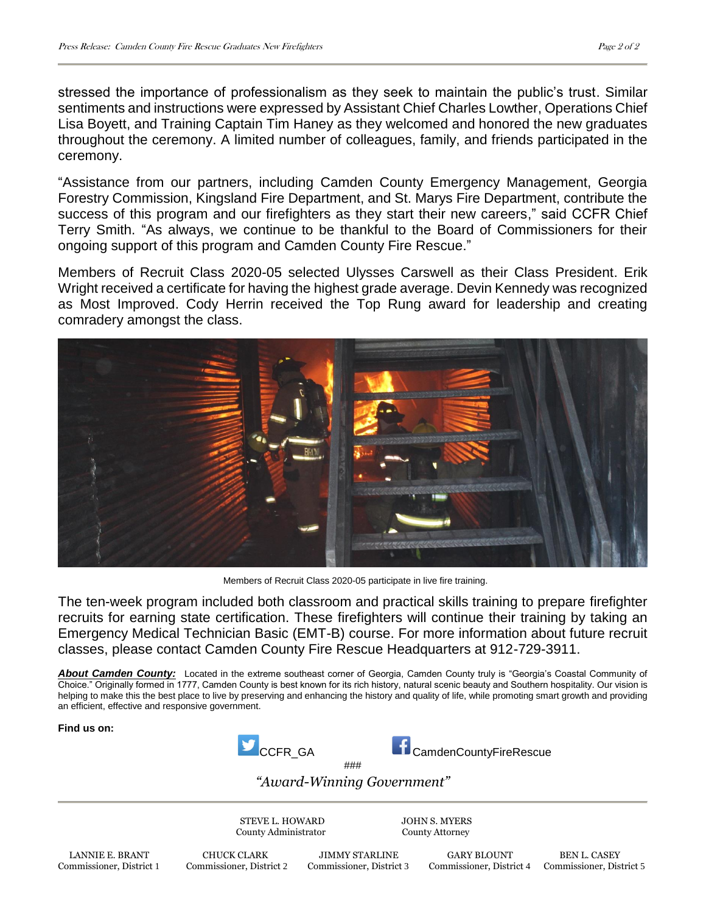stressed the importance of professionalism as they seek to maintain the public's trust. Similar sentiments and instructions were expressed by Assistant Chief Charles Lowther, Operations Chief Lisa Boyett, and Training Captain Tim Haney as they welcomed and honored the new graduates throughout the ceremony. A limited number of colleagues, family, and friends participated in the ceremony.

"Assistance from our partners, including Camden County Emergency Management, Georgia Forestry Commission, Kingsland Fire Department, and St. Marys Fire Department, contribute the success of this program and our firefighters as they start their new careers," said CCFR Chief Terry Smith. "As always, we continue to be thankful to the Board of Commissioners for their ongoing support of this program and Camden County Fire Rescue."

Members of Recruit Class 2020-05 selected Ulysses Carswell as their Class President. Erik Wright received a certificate for having the highest grade average. Devin Kennedy was recognized as Most Improved. Cody Herrin received the Top Rung award for leadership and creating comradery amongst the class.

Members of Recruit Class 2020-05 participate in live fire training.

The ten-week program included both classroom and practical skills training to prepare firefighter recruits for earning state certification. These firefighters will continue their training by taking an Emergency Medical Technician Basic (EMT-B) course. For more information about future recruit classes, please contact Camden County Fire Rescue Headquarters at 912-729-3911.

***About Camden County:*** Located in the extreme southeast corner of Georgia, Camden County truly is "Georgia's Coastal Community of Choice." Originally formed in 1777, Camden County is best known for its rich history, natural scenic beauty and Southern hospitality. Our vision is helping to make this the best place to live by preserving and enhancing the history and quality of life, while promoting smart growth and providing an efficient, effective and responsive government.

**Find us on:**

CCFR_GA CamdenCountyFireRescue

###

*"Award-Winning Government"*

STEVE L. HOWARD
County Administrator

JOHN S. MYERS
County Attorney

LANNIE E. BRANT
Commissioner, District 1

CHUCK CLARK
Commissioner, District 2

JIMMY STARLINE
Commissioner, District 3

GARY BLOUNT
Commissioner, District 4

BEN L. CASEY
Commissioner, District 5